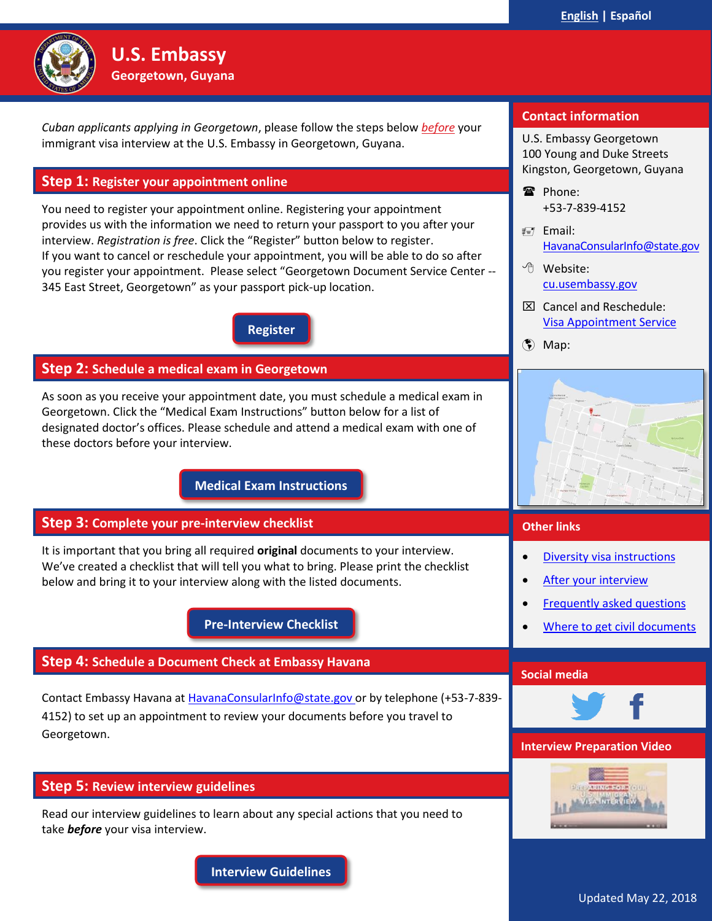English | Español

# U.S. Embassy

**Georgetown, Guyana**

*Cuban applicants applying in Georgetown*, please follow the steps below *before* your immigrant visa interview at the U.S. Embassy in Georgetown, Guyana.

## Step 1: Register your appointment online

You need to register your appointment online. Registering your appointment provides us with the information we need to return your passport to you after your interview. *Registration is free*. Click the "Register" button below to register.
If you want to cancel or reschedule your appointment, you will be able to do so after you register your appointment. Please select "Georgetown Document Service Center -- 345 East Street, Georgetown" as your passport pick-up location.

**Register**

## Step 2: Schedule a medical exam in Georgetown

As soon as you receive your appointment date, you must schedule a medical exam in Georgetown. Click the "Medical Exam Instructions" button below for a list of designated doctor's offices. Please schedule and attend a medical exam with one of these doctors before your interview.

**Medical Exam Instructions**

## Step 3: Complete your pre-interview checklist

It is important that you bring all required **original** documents to your interview. We've created a checklist that will tell you what to bring. Please print the checklist below and bring it to your interview along with the listed documents.

**Pre-Interview Checklist**

## Step 4: Schedule a Document Check at Embassy Havana

Contact Embassy Havana at HavanaConsularInfo@state.gov or by telephone (+53-7-839-4152) to set up an appointment to review your documents before you travel to Georgetown.

## Step 5: Review interview guidelines

Read our interview guidelines to learn about any special actions that you need to take ***before*** your visa interview.

**Interview Guidelines**

## Contact information

U.S. Embassy Georgetown
100 Young and Duke Streets
Kingston, Georgetown, Guyana

Phone:
+53-7-839-4152

Email:
HavanaConsularInfo@state.gov

Website:
cu.usembassy.gov

Cancel and Reschedule:
Visa Appointment Service

Map:

## Other links

- Diversity visa instructions
- After your interview
- Frequently asked questions
- Where to get civil documents

## Social media

## Interview Preparation Video

Updated May 22, 2018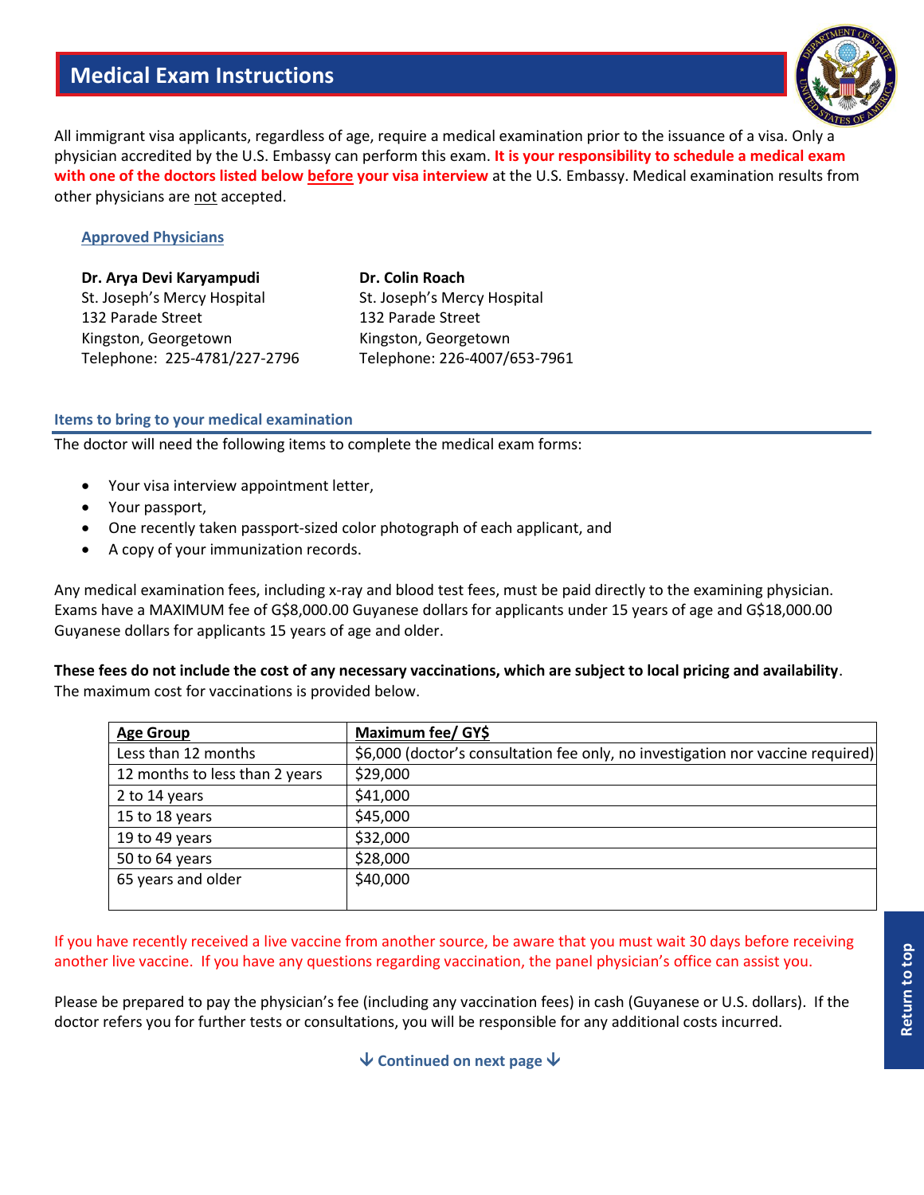# Medical Exam Instructions

All immigrant visa applicants, regardless of age, require a medical examination prior to the issuance of a visa. Only a physician accredited by the U.S. Embassy can perform this exam. **It is your responsibility to schedule a medical exam with one of the doctors listed below before your visa interview** at the U.S. Embassy. Medical examination results from other physicians are not accepted.

### Approved Physicians

**Dr. Arya Devi Karyampudi**
St. Joseph's Mercy Hospital
132 Parade Street
Kingston, Georgetown
Telephone: 225-4781/227-2796

**Dr. Colin Roach**
St. Joseph's Mercy Hospital
132 Parade Street
Kingston, Georgetown
Telephone: 226-4007/653-7961

### Items to bring to your medical examination

The doctor will need the following items to complete the medical exam forms:

- Your visa interview appointment letter,
- Your passport,
- One recently taken passport-sized color photograph of each applicant, and
- A copy of your immunization records.

Any medical examination fees, including x-ray and blood test fees, must be paid directly to the examining physician. Exams have a MAXIMUM fee of G$8,000.00 Guyanese dollars for applicants under 15 years of age and G$18,000.00 Guyanese dollars for applicants 15 years of age and older.

**These fees do not include the cost of any necessary vaccinations, which are subject to local pricing and availability**. The maximum cost for vaccinations is provided below.

| Age Group | Maximum fee/ GY$ |
|---|---|
| Less than 12 months | $6,000 (doctor's consultation fee only, no investigation nor vaccine required) |
| 12 months to less than 2 years | $29,000 |
| 2 to 14 years | $41,000 |
| 15 to 18 years | $45,000 |
| 19 to 49 years | $32,000 |
| 50 to 64 years | $28,000 |
| 65 years and older | $40,000 |

If you have recently received a live vaccine from another source, be aware that you must wait 30 days before receiving another live vaccine. If you have any questions regarding vaccination, the panel physician's office can assist you.

Please be prepared to pay the physician's fee (including any vaccination fees) in cash (Guyanese or U.S. dollars). If the doctor refers you for further tests or consultations, you will be responsible for any additional costs incurred.

↓ Continued on next page ↓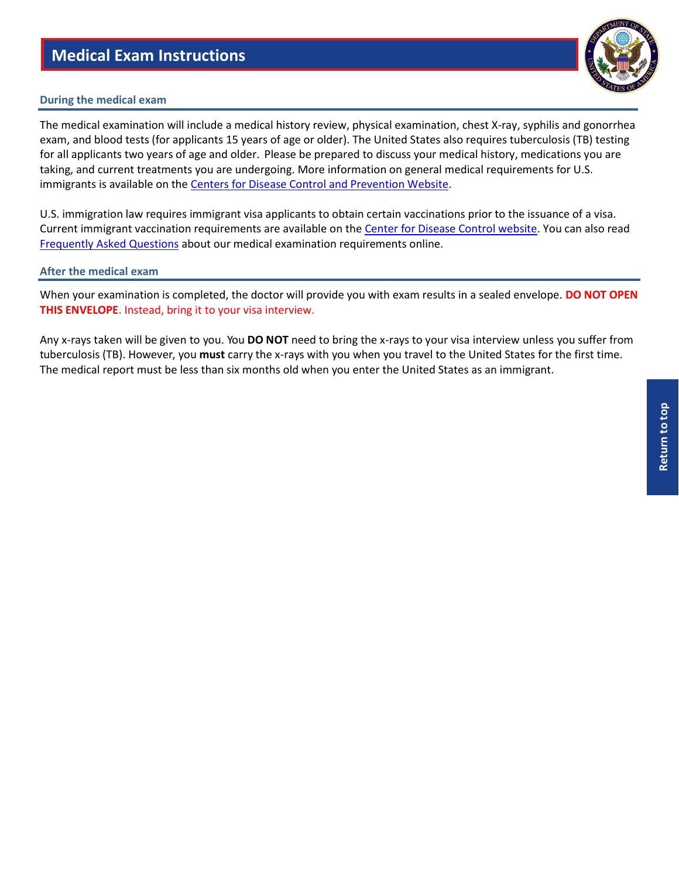# Medical Exam Instructions

## During the medical exam

The medical examination will include a medical history review, physical examination, chest X-ray, syphilis and gonorrhea exam, and blood tests (for applicants 15 years of age or older). The United States also requires tuberculosis (TB) testing for all applicants two years of age and older. Please be prepared to discuss your medical history, medications you are taking, and current treatments you are undergoing. More information on general medical requirements for U.S. immigrants is available on the Centers for Disease Control and Prevention Website.

U.S. immigration law requires immigrant visa applicants to obtain certain vaccinations prior to the issuance of a visa. Current immigrant vaccination requirements are available on the Center for Disease Control website. You can also read Frequently Asked Questions about our medical examination requirements online.

## After the medical exam

When your examination is completed, the doctor will provide you with exam results in a sealed envelope. **DO NOT OPEN THIS ENVELOPE**. Instead, bring it to your visa interview.

Any x-rays taken will be given to you. You **DO NOT** need to bring the x-rays to your visa interview unless you suffer from tuberculosis (TB). However, you **must** carry the x-rays with you when you travel to the United States for the first time. The medical report must be less than six months old when you enter the United States as an immigrant.

Return to top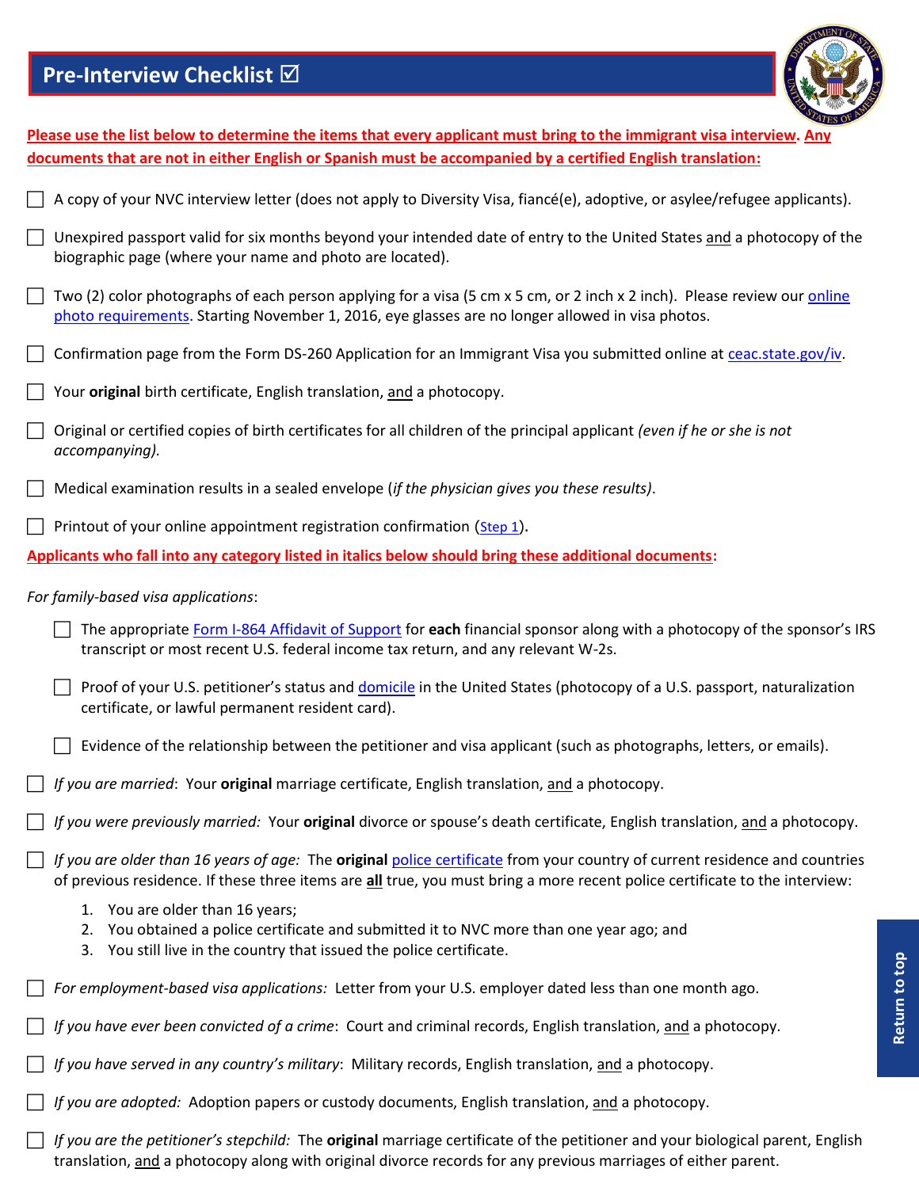## Pre-Interview Checklist ☑

**Please use the list below to determine the items that every applicant must bring to the immigrant visa interview. Any documents that are not in either English or Spanish must be accompanied by a certified English translation:**

- ☐ A copy of your NVC interview letter (does not apply to Diversity Visa, fiancé(e), adoptive, or asylee/refugee applicants).
- ☐ Unexpired passport valid for six months beyond your intended date of entry to the United States and a photocopy of the biographic page (where your name and photo are located).
- ☐ Two (2) color photographs of each person applying for a visa (5 cm x 5 cm, or 2 inch x 2 inch). Please review our online photo requirements. Starting November 1, 2016, eye glasses are no longer allowed in visa photos.
- ☐ Confirmation page from the Form DS-260 Application for an Immigrant Visa you submitted online at ceac.state.gov/iv.
- ☐ Your **original** birth certificate, English translation, and a photocopy.
- ☐ Original or certified copies of birth certificates for all children of the principal applicant *(even if he or she is not accompanying).*
- ☐ Medical examination results in a sealed envelope (*if the physician gives you these results)*.
- ☐ Printout of your online appointment registration confirmation (Step 1).

**Applicants who fall into any category listed in italics below should bring these additional documents:**

*For family-based visa applications*:

- ☐ The appropriate Form I-864 Affidavit of Support for **each** financial sponsor along with a photocopy of the sponsor's IRS transcript or most recent U.S. federal income tax return, and any relevant W-2s.
- ☐ Proof of your U.S. petitioner's status and domicile in the United States (photocopy of a U.S. passport, naturalization certificate, or lawful permanent resident card).
- ☐ Evidence of the relationship between the petitioner and visa applicant (such as photographs, letters, or emails).

- ☐ *If you are married*: Your **original** marriage certificate, English translation, and a photocopy.
- ☐ *If you were previously married:* Your **original** divorce or spouse's death certificate, English translation, and a photocopy.
- ☐ *If you are older than 16 years of age:* The **original** police certificate from your country of current residence and countries of previous residence. If these three items are **all** true, you must bring a more recent police certificate to the interview:
  1. You are older than 16 years;
  2. You obtained a police certificate and submitted it to NVC more than one year ago; and
  3. You still live in the country that issued the police certificate.
- ☐ *For employment-based visa applications:* Letter from your U.S. employer dated less than one month ago.
- ☐ *If you have ever been convicted of a crime*: Court and criminal records, English translation, and a photocopy.
- ☐ *If you have served in any country's military*: Military records, English translation, and a photocopy.
- ☐ *If you are adopted:* Adoption papers or custody documents, English translation, and a photocopy.
- ☐ *If you are the petitioner's stepchild:* The **original** marriage certificate of the petitioner and your biological parent, English translation, and a photocopy along with original divorce records for any previous marriages of either parent.

Return to top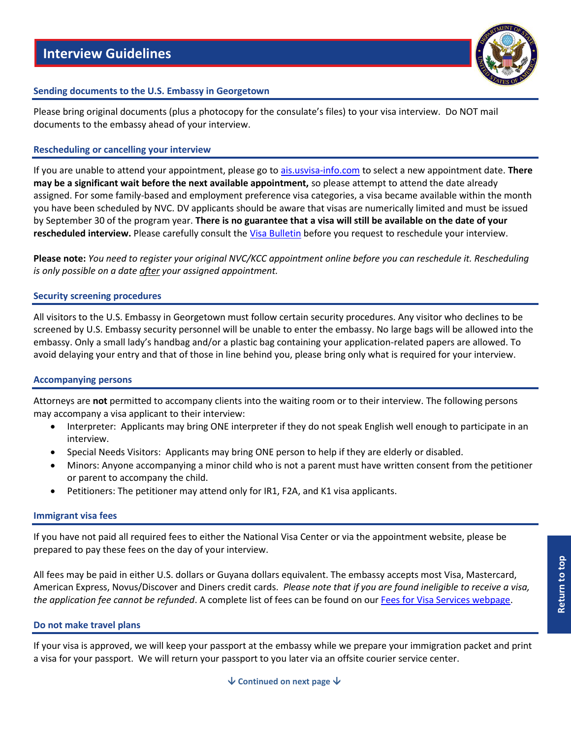# Interview Guidelines

### Sending documents to the U.S. Embassy in Georgetown

Please bring original documents (plus a photocopy for the consulate's files) to your visa interview. Do NOT mail documents to the embassy ahead of your interview.

### Rescheduling or cancelling your interview

If you are unable to attend your appointment, please go to [ais.usvisa-info.com](ais.usvisa-info.com) to select a new appointment date. **There may be a significant wait before the next available appointment,** so please attempt to attend the date already assigned. For some family-based and employment preference visa categories, a visa became available within the month you have been scheduled by NVC. DV applicants should be aware that visas are numerically limited and must be issued by September 30 of the program year. **There is no guarantee that a visa will still be available on the date of your rescheduled interview.** Please carefully consult the Visa Bulletin before you request to reschedule your interview.

**Please note:** *You need to register your original NVC/KCC appointment online before you can reschedule it. Rescheduling is only possible on a date after your assigned appointment.*

### Security screening procedures

All visitors to the U.S. Embassy in Georgetown must follow certain security procedures. Any visitor who declines to be screened by U.S. Embassy security personnel will be unable to enter the embassy. No large bags will be allowed into the embassy. Only a small lady's handbag and/or a plastic bag containing your application-related papers are allowed. To avoid delaying your entry and that of those in line behind you, please bring only what is required for your interview.

### Accompanying persons

Attorneys are **not** permitted to accompany clients into the waiting room or to their interview. The following persons may accompany a visa applicant to their interview:

- Interpreter: Applicants may bring ONE interpreter if they do not speak English well enough to participate in an interview.
- Special Needs Visitors: Applicants may bring ONE person to help if they are elderly or disabled.
- Minors: Anyone accompanying a minor child who is not a parent must have written consent from the petitioner or parent to accompany the child.
- Petitioners: The petitioner may attend only for IR1, F2A, and K1 visa applicants.

### Immigrant visa fees

If you have not paid all required fees to either the National Visa Center or via the appointment website, please be prepared to pay these fees on the day of your interview.

All fees may be paid in either U.S. dollars or Guyana dollars equivalent. The embassy accepts most Visa, Mastercard, American Express, Novus/Discover and Diners credit cards. *Please note that if you are found ineligible to receive a visa, the application fee cannot be refunded*. A complete list of fees can be found on our Fees for Visa Services webpage.

### Do not make travel plans

If your visa is approved, we will keep your passport at the embassy while we prepare your immigration packet and print a visa for your passport. We will return your passport to you later via an offsite courier service center.

↓ Continued on next page ↓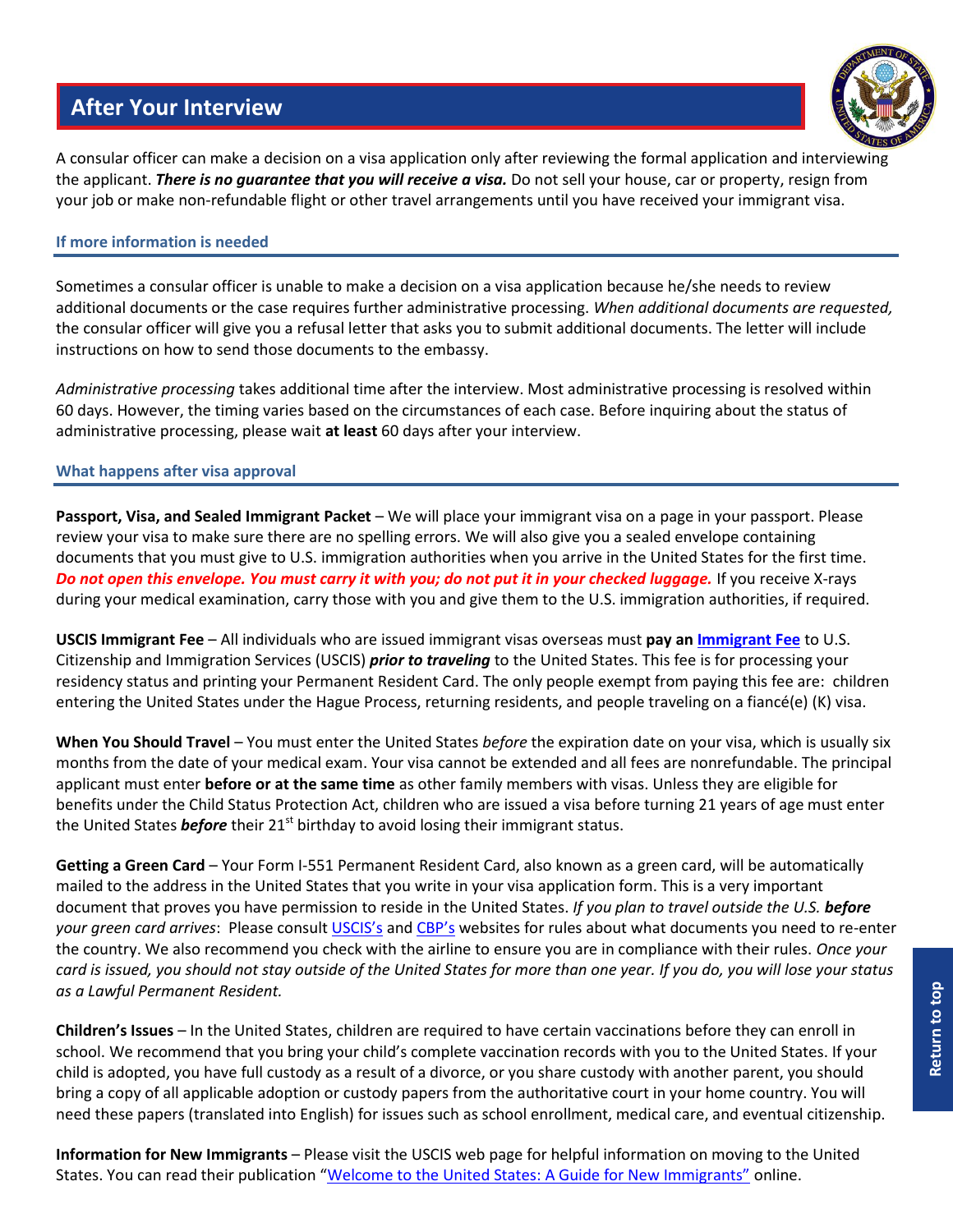## After Your Interview

A consular officer can make a decision on a visa application only after reviewing the formal application and interviewing the applicant. ***There is no guarantee that you will receive a visa.*** Do not sell your house, car or property, resign from your job or make non-refundable flight or other travel arrangements until you have received your immigrant visa.

### If more information is needed

Sometimes a consular officer is unable to make a decision on a visa application because he/she needs to review additional documents or the case requires further administrative processing. *When additional documents are requested,* the consular officer will give you a refusal letter that asks you to submit additional documents. The letter will include instructions on how to send those documents to the embassy.

*Administrative processing* takes additional time after the interview. Most administrative processing is resolved within 60 days. However, the timing varies based on the circumstances of each case. Before inquiring about the status of administrative processing, please wait **at least** 60 days after your interview.

### What happens after visa approval

**Passport, Visa, and Sealed Immigrant Packet** – We will place your immigrant visa on a page in your passport. Please review your visa to make sure there are no spelling errors. We will also give you a sealed envelope containing documents that you must give to U.S. immigration authorities when you arrive in the United States for the first time. ***Do not open this envelope. You must carry it with you; do not put it in your checked luggage.*** If you receive X-rays during your medical examination, carry those with you and give them to the U.S. immigration authorities, if required.

**USCIS Immigrant Fee** – All individuals who are issued immigrant visas overseas must **pay an Immigrant Fee** to U.S. Citizenship and Immigration Services (USCIS) ***prior to traveling*** to the United States. This fee is for processing your residency status and printing your Permanent Resident Card. The only people exempt from paying this fee are: children entering the United States under the Hague Process, returning residents, and people traveling on a fiancé(e) (K) visa.

**When You Should Travel** – You must enter the United States *before* the expiration date on your visa, which is usually six months from the date of your medical exam. Your visa cannot be extended and all fees are nonrefundable. The principal applicant must enter **before or at the same time** as other family members with visas. Unless they are eligible for benefits under the Child Status Protection Act, children who are issued a visa before turning 21 years of age must enter the United States ***before*** their 21st birthday to avoid losing their immigrant status.

**Getting a Green Card** – Your Form I-551 Permanent Resident Card, also known as a green card, will be automatically mailed to the address in the United States that you write in your visa application form. This is a very important document that proves you have permission to reside in the United States. *If you plan to travel outside the U.S.* ***before*** *your green card arrives*: Please consult USCIS's and CBP's websites for rules about what documents you need to re-enter the country. We also recommend you check with the airline to ensure you are in compliance with their rules. *Once your card is issued, you should not stay outside of the United States for more than one year. If you do, you will lose your status as a Lawful Permanent Resident.*

**Children's Issues** – In the United States, children are required to have certain vaccinations before they can enroll in school. We recommend that you bring your child's complete vaccination records with you to the United States. If your child is adopted, you have full custody as a result of a divorce, or you share custody with another parent, you should bring a copy of all applicable adoption or custody papers from the authoritative court in your home country. You will need these papers (translated into English) for issues such as school enrollment, medical care, and eventual citizenship.

**Information for New Immigrants** – Please visit the USCIS web page for helpful information on moving to the United States. You can read their publication "Welcome to the United States: A Guide for New Immigrants" online.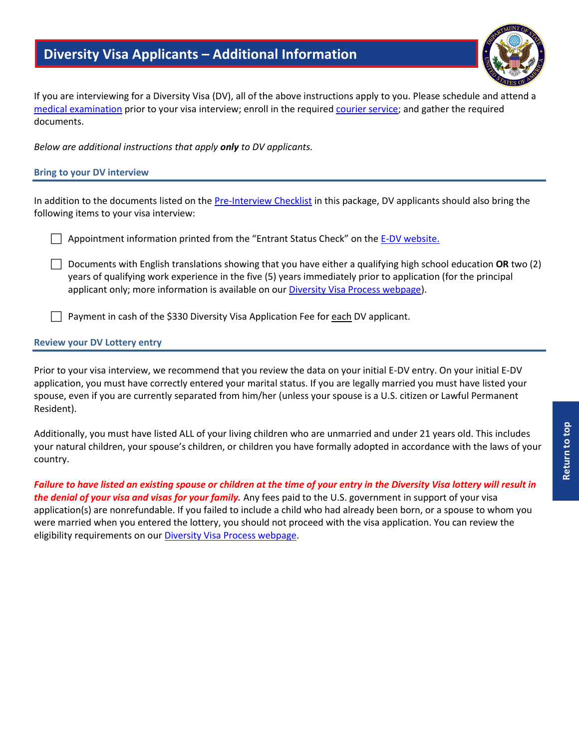# Diversity Visa Applicants – Additional Information

If you are interviewing for a Diversity Visa (DV), all of the above instructions apply to you. Please schedule and attend a medical examination prior to your visa interview; enroll in the required courier service; and gather the required documents.

*Below are additional instructions that apply **only** to DV applicants.*

### Bring to your DV interview

In addition to the documents listed on the Pre-Interview Checklist in this package, DV applicants should also bring the following items to your visa interview:

- [ ] Appointment information printed from the "Entrant Status Check" on the E-DV website.
- [ ] Documents with English translations showing that you have either a qualifying high school education **OR** two (2) years of qualifying work experience in the five (5) years immediately prior to application (for the principal applicant only; more information is available on our Diversity Visa Process webpage).
- [ ] Payment in cash of the $330 Diversity Visa Application Fee for each DV applicant.

### Review your DV Lottery entry

Prior to your visa interview, we recommend that you review the data on your initial E-DV entry. On your initial E-DV application, you must have correctly entered your marital status. If you are legally married you must have listed your spouse, even if you are currently separated from him/her (unless your spouse is a U.S. citizen or Lawful Permanent Resident).

Additionally, you must have listed ALL of your living children who are unmarried and under 21 years old. This includes your natural children, your spouse's children, or children you have formally adopted in accordance with the laws of your country.

***Failure to have listed an existing spouse or children at the time of your entry in the Diversity Visa lottery will result in the denial of your visa and visas for your family.*** Any fees paid to the U.S. government in support of your visa application(s) are nonrefundable. If you failed to include a child who had already been born, or a spouse to whom you were married when you entered the lottery, you should not proceed with the visa application. You can review the eligibility requirements on our Diversity Visa Process webpage.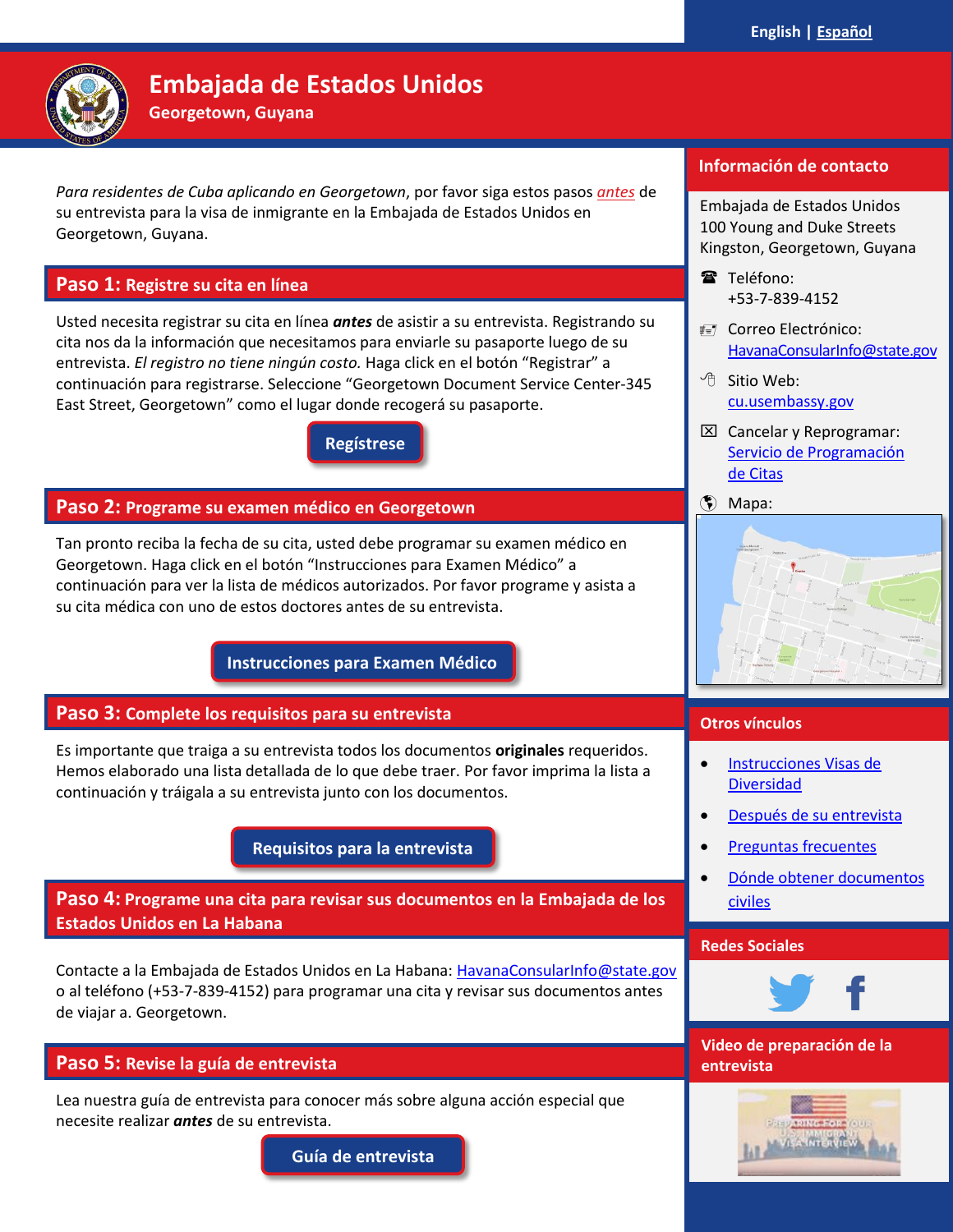English | Español

# Embajada de Estados Unidos

**Georgetown, Guyana**

*Para residentes de Cuba aplicando en Georgetown*, por favor siga estos pasos *antes* de su entrevista para la visa de inmigrante en la Embajada de Estados Unidos en Georgetown, Guyana.

## Paso 1: Registre su cita en línea

Usted necesita registrar su cita en línea ***antes*** de asistir a su entrevista. Registrando su cita nos da la información que necesitamos para enviarle su pasaporte luego de su entrevista. *El registro no tiene ningún costo.* Haga click en el botón "Registrar" a continuación para registrarse. Seleccione "Georgetown Document Service Center-345 East Street, Georgetown" como el lugar donde recogerá su pasaporte.

**Regístrese**

## Paso 2: Programe su examen médico en Georgetown

Tan pronto reciba la fecha de su cita, usted debe programar su examen médico en Georgetown. Haga click en el botón "Instrucciones para Examen Médico" a continuación para ver la lista de médicos autorizados. Por favor programe y asista a su cita médica con uno de estos doctores antes de su entrevista.

**Instrucciones para Examen Médico**

## Paso 3: Complete los requisitos para su entrevista

Es importante que traiga a su entrevista todos los documentos **originales** requeridos. Hemos elaborado una lista detallada de lo que debe traer. Por favor imprima la lista a continuación y tráigala a su entrevista junto con los documentos.

**Requisitos para la entrevista**

## Paso 4: Programe una cita para revisar sus documentos en la Embajada de los Estados Unidos en La Habana

Contacte a la Embajada de Estados Unidos en La Habana: HavanaConsularInfo@state.gov o al teléfono (+53-7-839-4152) para programar una cita y revisar sus documentos antes de viajar a. Georgetown.

## Paso 5: Revise la guía de entrevista

Lea nuestra guía de entrevista para conocer más sobre alguna acción especial que necesite realizar ***antes*** de su entrevista.

**Guía de entrevista**

## Información de contacto

Embajada de Estados Unidos
100 Young and Duke Streets
Kingston, Georgetown, Guyana

Teléfono:
+53-7-839-4152

Correo Electrónico:
HavanaConsularInfo@state.gov

Sitio Web:
cu.usembassy.gov

Cancelar y Reprogramar:
Servicio de Programación de Citas

Mapa:

## Otros vínculos

- Instrucciones Visas de Diversidad
- Después de su entrevista
- Preguntas frecuentes
- Dónde obtener documentos civiles

## Redes Sociales

## Video de preparación de la entrevista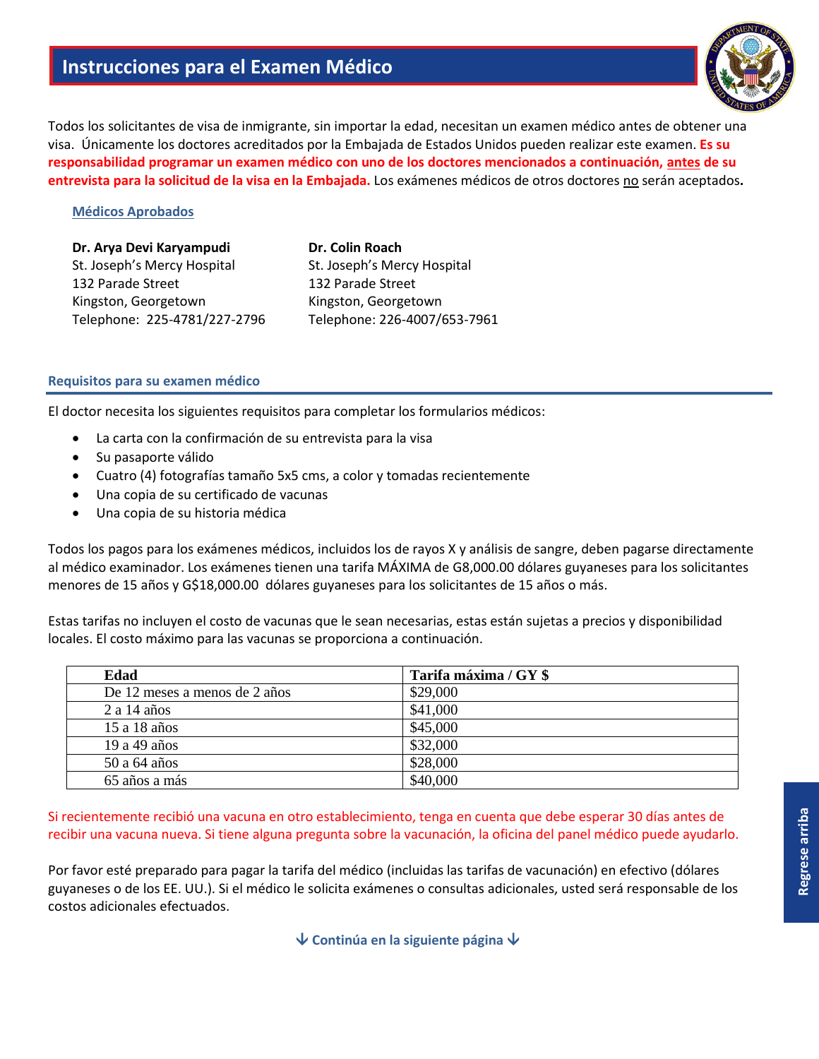# Instrucciones para el Examen Médico

Todos los solicitantes de visa de inmigrante, sin importar la edad, necesitan un examen médico antes de obtener una visa. Únicamente los doctores acreditados por la Embajada de Estados Unidos pueden realizar este examen. **Es su responsabilidad programar un examen médico con uno de los doctores mencionados a continuación, antes de su entrevista para la solicitud de la visa en la Embajada.** Los exámenes médicos de otros doctores no serán aceptados**.**

### Médicos Aprobados

**Dr. Arya Devi Karyampudi**
St. Joseph's Mercy Hospital
132 Parade Street
Kingston, Georgetown
Telephone: 225-4781/227-2796

**Dr. Colin Roach**
St. Joseph's Mercy Hospital
132 Parade Street
Kingston, Georgetown
Telephone: 226-4007/653-7961

## Requisitos para su examen médico

El doctor necesita los siguientes requisitos para completar los formularios médicos:

- La carta con la confirmación de su entrevista para la visa
- Su pasaporte válido
- Cuatro (4) fotografías tamaño 5x5 cms, a color y tomadas recientemente
- Una copia de su certificado de vacunas
- Una copia de su historia médica

Todos los pagos para los exámenes médicos, incluidos los de rayos X y análisis de sangre, deben pagarse directamente al médico examinador. Los exámenes tienen una tarifa MÁXIMA de G8,000.00 dólares guyaneses para los solicitantes menores de 15 años y G$18,000.00 dólares guyaneses para los solicitantes de 15 años o más.

Estas tarifas no incluyen el costo de vacunas que le sean necesarias, estas están sujetas a precios y disponibilidad locales. El costo máximo para las vacunas se proporciona a continuación.

| Edad | Tarifa máxima / GY $ |
|---|---|
| De 12 meses a menos de 2 años | $29,000 |
| 2 a 14 años | $41,000 |
| 15 a 18 años | $45,000 |
| 19 a 49 años | $32,000 |
| 50 a 64 años | $28,000 |
| 65 años a más | $40,000 |

Si recientemente recibió una vacuna en otro establecimiento, tenga en cuenta que debe esperar 30 días antes de recibir una vacuna nueva. Si tiene alguna pregunta sobre la vacunación, la oficina del panel médico puede ayudarlo.

Por favor esté preparado para pagar la tarifa del médico (incluidas las tarifas de vacunación) en efectivo (dólares guyaneses o de los EE. UU.). Si el médico le solicita exámenes o consultas adicionales, usted será responsable de los costos adicionales efectuados.

↓ Continúa en la siguiente página ↓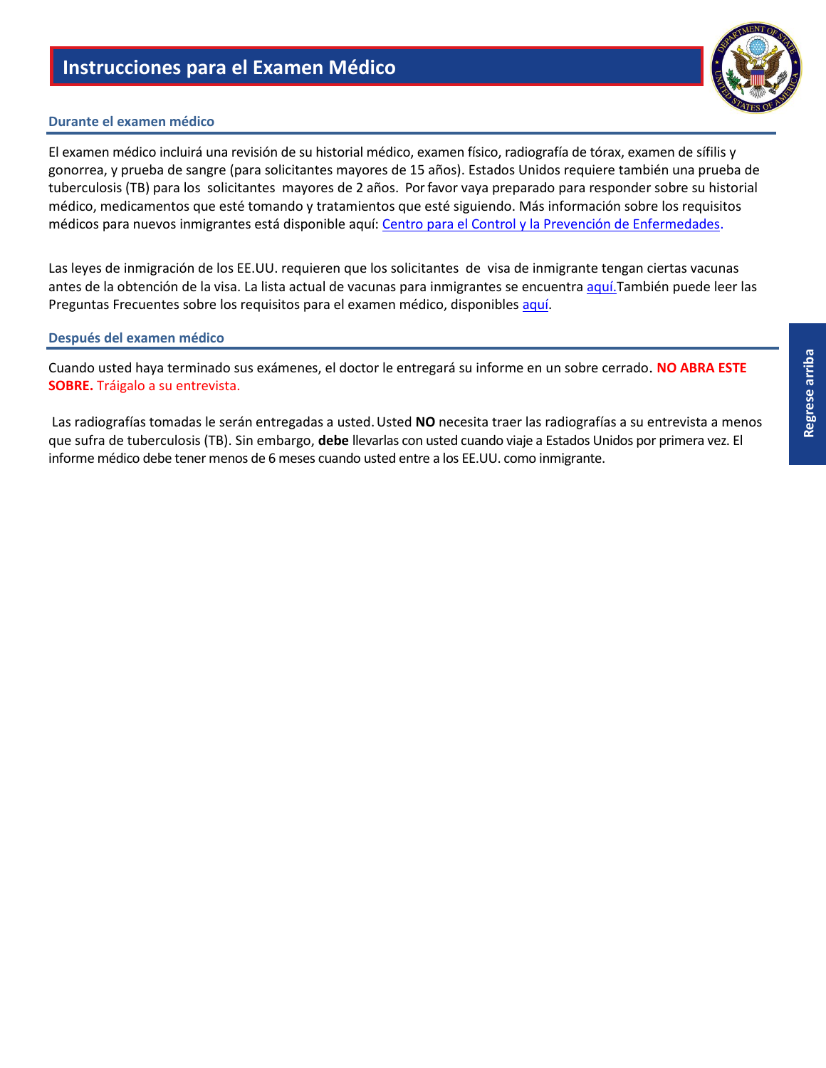# Instrucciones para el Examen Médico

## Durante el examen médico

El examen médico incluirá una revisión de su historial médico, examen físico, radiografía de tórax, examen de sífilis y gonorrea, y prueba de sangre (para solicitantes mayores de 15 años). Estados Unidos requiere también una prueba de tuberculosis (TB) para los solicitantes mayores de 2 años. Por favor vaya preparado para responder sobre su historial médico, medicamentos que esté tomando y tratamientos que esté siguiendo. Más información sobre los requisitos médicos para nuevos inmigrantes está disponible aquí: [Centro para el Control y la Prevención de Enfermedades](#).

Las leyes de inmigración de los EE.UU. requieren que los solicitantes de visa de inmigrante tengan ciertas vacunas antes de la obtención de la visa. La lista actual de vacunas para inmigrantes se encuentra [aquí.](#)También puede leer las Preguntas Frecuentes sobre los requisitos para el examen médico, disponibles [aquí](#).

## Después del examen médico

Cuando usted haya terminado sus exámenes, el doctor le entregará su informe en un sobre cerrado. **NO ABRA ESTE SOBRE.** Tráigalo a su entrevista.

Las radiografías tomadas le serán entregadas a usted. Usted **NO** necesita traer las radiografías a su entrevista a menos que sufra de tuberculosis (TB). Sin embargo, **debe** llevarlas con usted cuando viaje a Estados Unidos por primera vez. El informe médico debe tener menos de 6 meses cuando usted entre a los EE.UU. como inmigrante.

Regrese arriba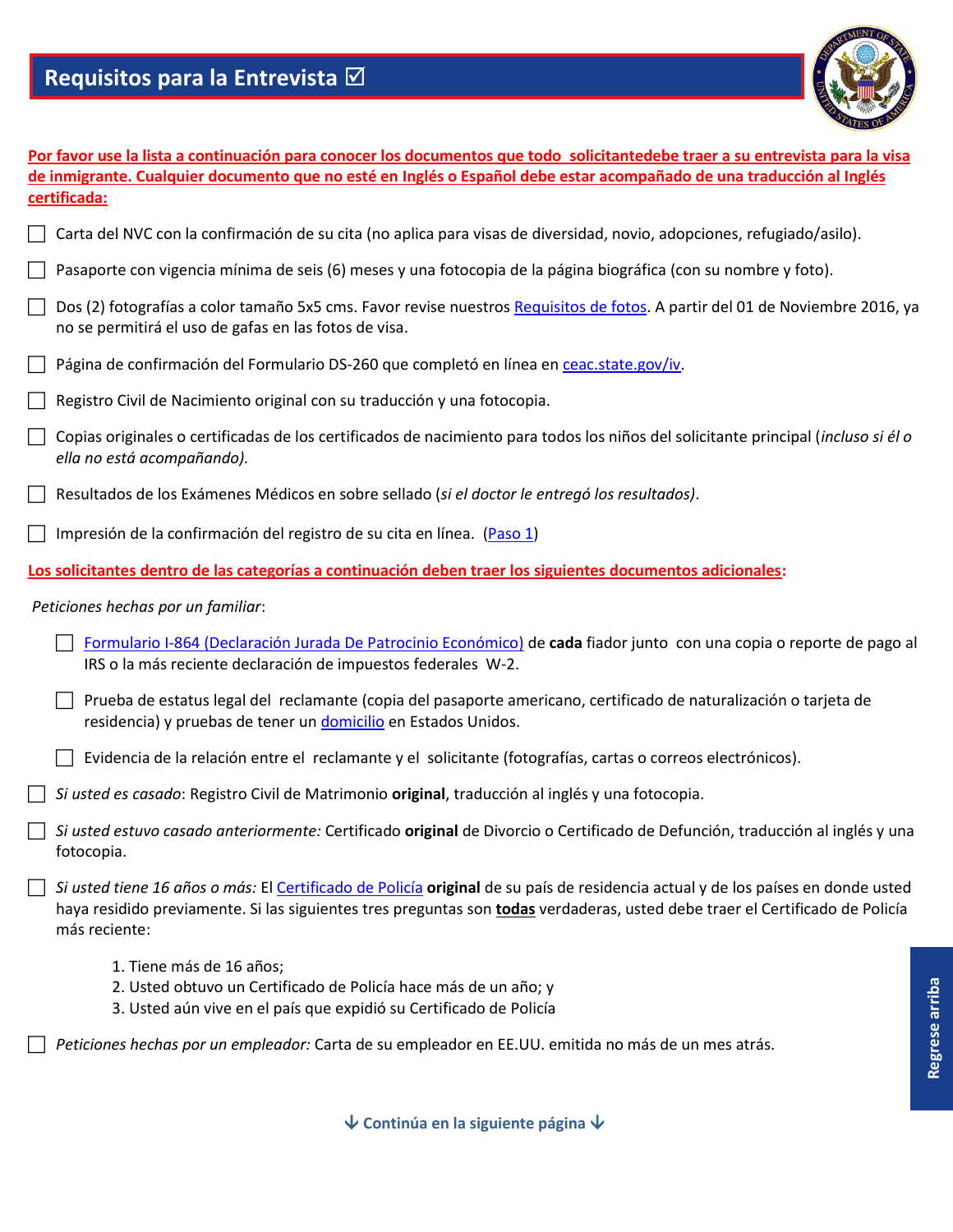# Requisitos para la Entrevista ☑

**Por favor use la lista a continuación para conocer los documentos que todo solicitantedebe traer a su entrevista para la visa de inmigrante. Cualquier documento que no esté en Inglés o Español debe estar acompañado de una traducción al Inglés certificada:**

- ☐ Carta del NVC con la confirmación de su cita (no aplica para visas de diversidad, novio, adopciones, refugiado/asilo).
- ☐ Pasaporte con vigencia mínima de seis (6) meses y una fotocopia de la página biográfica (con su nombre y foto).
- ☐ Dos (2) fotografías a color tamaño 5x5 cms. Favor revise nuestros Requisitos de fotos. A partir del 01 de Noviembre 2016, ya no se permitirá el uso de gafas en las fotos de visa.
- ☐ Página de confirmación del Formulario DS-260 que completó en línea en ceac.state.gov/iv.
- ☐ Registro Civil de Nacimiento original con su traducción y una fotocopia.
- ☐ Copias originales o certificadas de los certificados de nacimiento para todos los niños del solicitante principal (*incluso si él o ella no está acompañando).*
- ☐ Resultados de los Exámenes Médicos en sobre sellado (*si el doctor le entregó los resultados)*.
- ☐ Impresión de la confirmación del registro de su cita en línea. (Paso 1)

**Los solicitantes dentro de las categorías a continuación deben traer los siguientes documentos adicionales:**

*Peticiones hechas por un familiar*:

- ☐ Formulario I-864 (Declaración Jurada De Patrocinio Económico) de **cada** fiador junto con una copia o reporte de pago al IRS o la más reciente declaración de impuestos federales W-2.
- ☐ Prueba de estatus legal del reclamante (copia del pasaporte americano, certificado de naturalización o tarjeta de residencia) y pruebas de tener un domicilio en Estados Unidos.
- ☐ Evidencia de la relación entre el reclamante y el solicitante (fotografías, cartas o correos electrónicos).

☐ *Si usted es casado*: Registro Civil de Matrimonio **original**, traducción al inglés y una fotocopia.

☐ *Si usted estuvo casado anteriormente:* Certificado **original** de Divorcio o Certificado de Defunción, traducción al inglés y una fotocopia.

☐ *Si usted tiene 16 años o más:* El Certificado de Policía **original** de su país de residencia actual y de los países en donde usted haya residido previamente. Si las siguientes tres preguntas son **todas** verdaderas, usted debe traer el Certificado de Policía más reciente:

1. Tiene más de 16 años;
2. Usted obtuvo un Certificado de Policía hace más de un año; y
3. Usted aún vive en el país que expidió su Certificado de Policía

☐ *Peticiones hechas por un empleador:* Carta de su empleador en EE.UU. emitida no más de un mes atrás.

↓ Continúa en la siguiente página ↓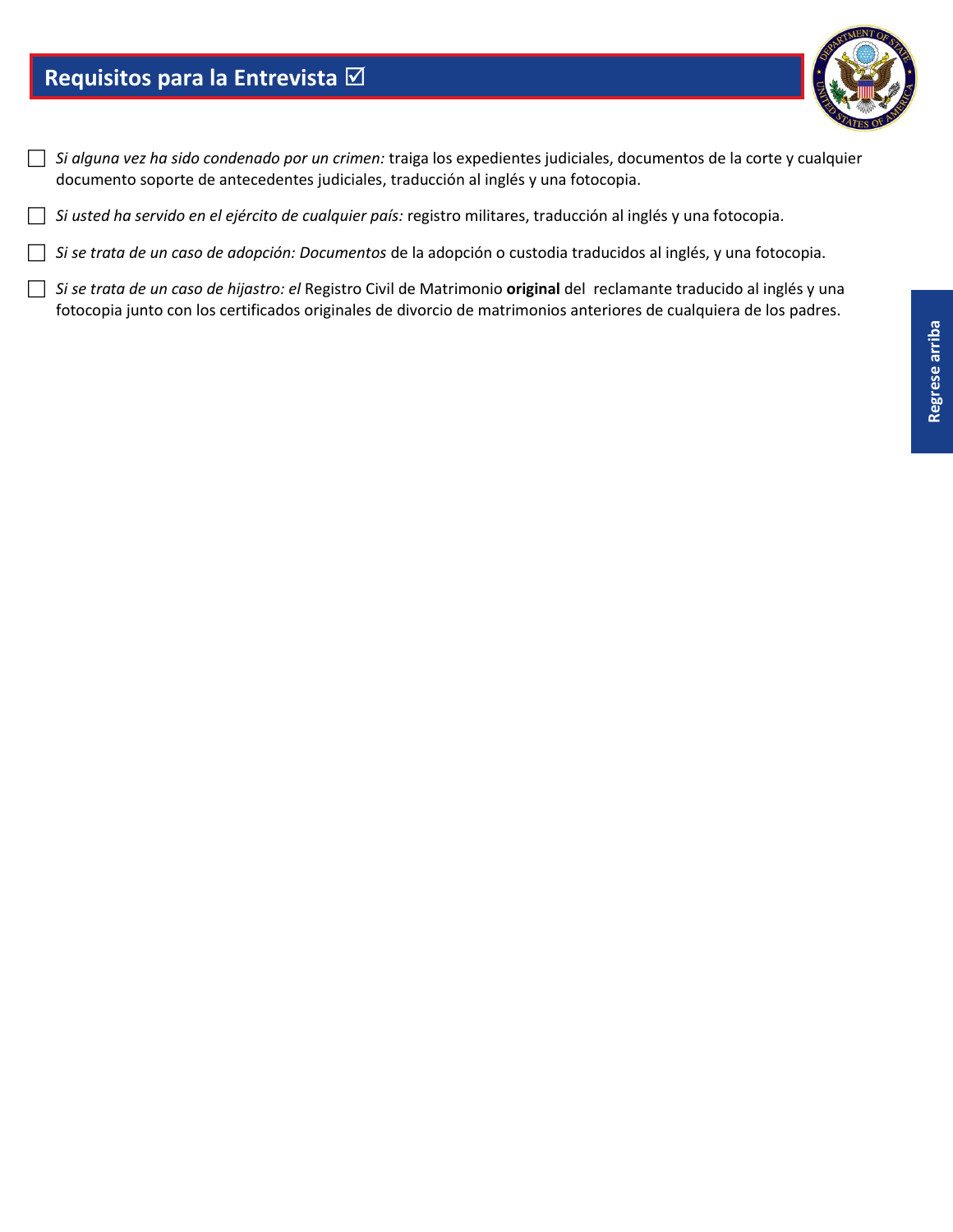## Requisitos para la Entrevista ☑

- ☐ *Si alguna vez ha sido condenado por un crimen:* traiga los expedientes judiciales, documentos de la corte y cualquier documento soporte de antecedentes judiciales, traducción al inglés y una fotocopia.
- ☐ *Si usted ha servido en el ejército de cualquier país:* registro militares, traducción al inglés y una fotocopia.
- ☐ *Si se trata de un caso de adopción: Documentos* de la adopción o custodia traducidos al inglés, y una fotocopia.
- ☐ *Si se trata de un caso de hijastro: el* Registro Civil de Matrimonio **original** del reclamante traducido al inglés y una fotocopia junto con los certificados originales de divorcio de matrimonios anteriores de cualquiera de los padres.

Regrese arriba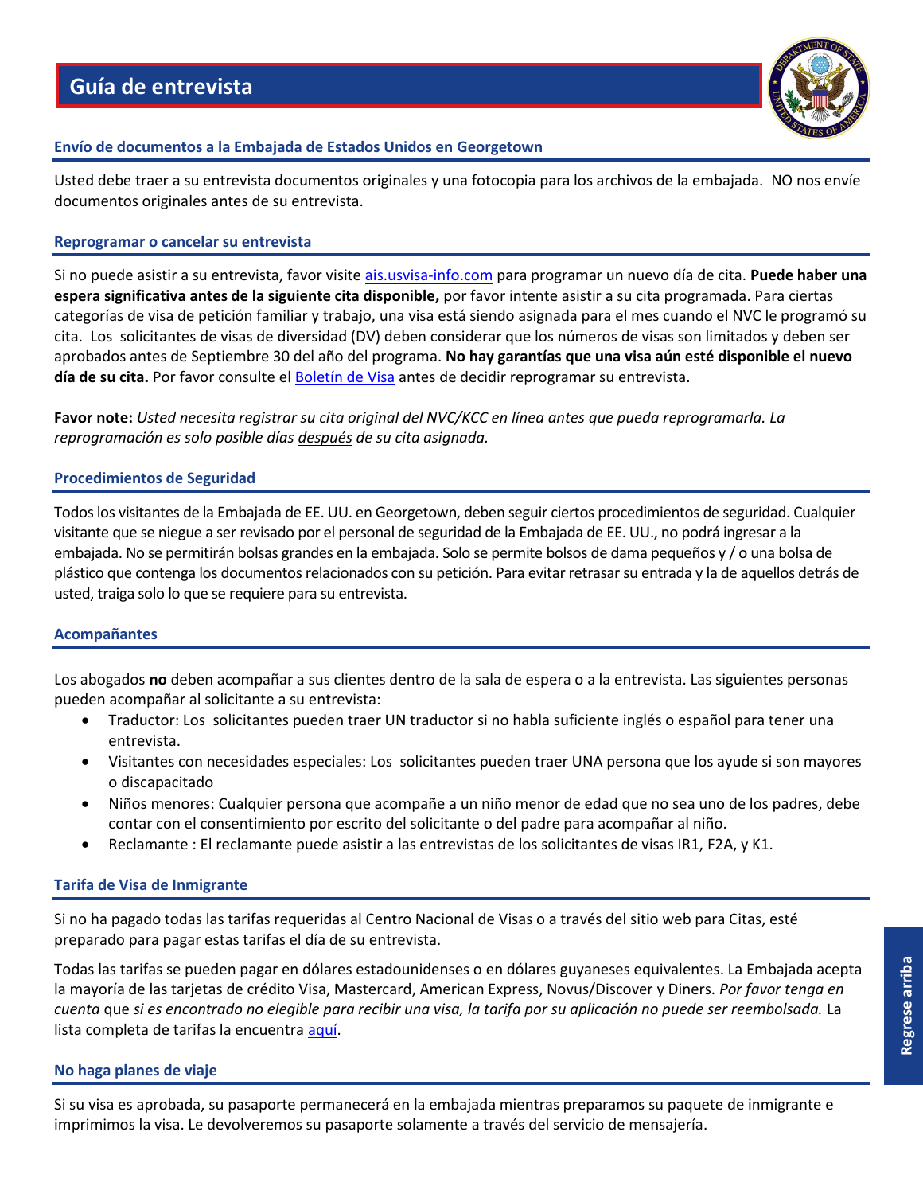# Guía de entrevista

### Envío de documentos a la Embajada de Estados Unidos en Georgetown

Usted debe traer a su entrevista documentos originales y una fotocopia para los archivos de la embajada. NO nos envíe documentos originales antes de su entrevista.

### Reprogramar o cancelar su entrevista

Si no puede asistir a su entrevista, favor visite ais.usvisa-info.com para programar un nuevo día de cita. **Puede haber una espera significativa antes de la siguiente cita disponible,** por favor intente asistir a su cita programada. Para ciertas categorías de visa de petición familiar y trabajo, una visa está siendo asignada para el mes cuando el NVC le programó su cita. Los solicitantes de visas de diversidad (DV) deben considerar que los números de visas son limitados y deben ser aprobados antes de Septiembre 30 del año del programa. **No hay garantías que una visa aún esté disponible el nuevo día de su cita.** Por favor consulte el Boletín de Visa antes de decidir reprogramar su entrevista.

**Favor note:** *Usted necesita registrar su cita original del NVC/KCC en línea antes que pueda reprogramarla. La reprogramación es solo posible días después de su cita asignada.*

### Procedimientos de Seguridad

Todos los visitantes de la Embajada de EE. UU. en Georgetown, deben seguir ciertos procedimientos de seguridad. Cualquier visitante que se niegue a ser revisado por el personal de seguridad de la Embajada de EE. UU., no podrá ingresar a la embajada. No se permitirán bolsas grandes en la embajada. Solo se permite bolsos de dama pequeños y / o una bolsa de plástico que contenga los documentos relacionados con su petición. Para evitar retrasar su entrada y la de aquellos detrás de usted, traiga solo lo que se requiere para su entrevista.

### Acompañantes

Los abogados **no** deben acompañar a sus clientes dentro de la sala de espera o a la entrevista. Las siguientes personas pueden acompañar al solicitante a su entrevista:

- Traductor: Los solicitantes pueden traer UN traductor si no habla suficiente inglés o español para tener una entrevista.
- Visitantes con necesidades especiales: Los solicitantes pueden traer UNA persona que los ayude si son mayores o discapacitado
- Niños menores: Cualquier persona que acompañe a un niño menor de edad que no sea uno de los padres, debe contar con el consentimiento por escrito del solicitante o del padre para acompañar al niño.
- Reclamante : El reclamante puede asistir a las entrevistas de los solicitantes de visas IR1, F2A, y K1.

### Tarifa de Visa de Inmigrante

Si no ha pagado todas las tarifas requeridas al Centro Nacional de Visas o a través del sitio web para Citas, esté preparado para pagar estas tarifas el día de su entrevista.

Todas las tarifas se pueden pagar en dólares estadounidenses o en dólares guyaneses equivalentes. La Embajada acepta la mayoría de las tarjetas de crédito Visa, Mastercard, American Express, Novus/Discover y Diners. *Por favor tenga en cuenta* que *si es encontrado no elegible para recibir una visa, la tarifa por su aplicación no puede ser reembolsada.* La lista completa de tarifas la encuentra aquí.

### No haga planes de viaje

Si su visa es aprobada, su pasaporte permanecerá en la embajada mientras preparamos su paquete de inmigrante e imprimimos la visa. Le devolveremos su pasaporte solamente a través del servicio de mensajería.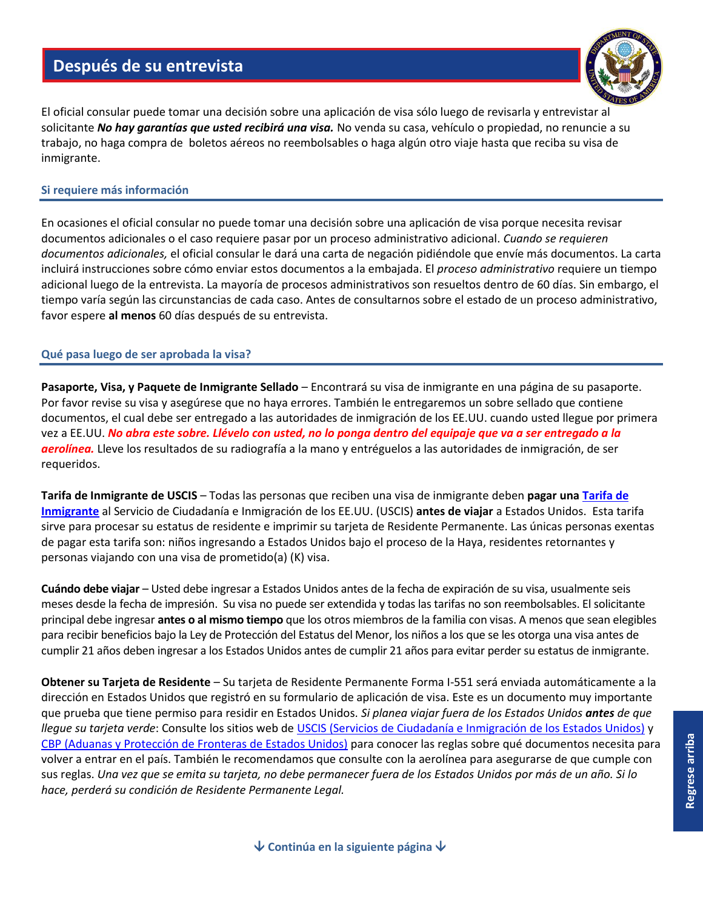# Después de su entrevista

El oficial consular puede tomar una decisión sobre una aplicación de visa sólo luego de revisarla y entrevistar al solicitante ***No hay garantías que usted recibirá una visa.*** No venda su casa, vehículo o propiedad, no renuncie a su trabajo, no haga compra de boletos aéreos no reembolsables o haga algún otro viaje hasta que reciba su visa de inmigrante.

## Si requiere más información

En ocasiones el oficial consular no puede tomar una decisión sobre una aplicación de visa porque necesita revisar documentos adicionales o el caso requiere pasar por un proceso administrativo adicional. *Cuando se requieren documentos adicionales,* el oficial consular le dará una carta de negación pidiéndole que envíe más documentos. La carta incluirá instrucciones sobre cómo enviar estos documentos a la embajada. El *proceso administrativo* requiere un tiempo adicional luego de la entrevista. La mayoría de procesos administrativos son resueltos dentro de 60 días. Sin embargo, el tiempo varía según las circunstancias de cada caso. Antes de consultarnos sobre el estado de un proceso administrativo, favor espere **al menos** 60 días después de su entrevista.

## Qué pasa luego de ser aprobada la visa?

**Pasaporte, Visa, y Paquete de Inmigrante Sellado** – Encontrará su visa de inmigrante en una página de su pasaporte. Por favor revise su visa y asegúrese que no haya errores. También le entregaremos un sobre sellado que contiene documentos, el cual debe ser entregado a las autoridades de inmigración de los EE.UU. cuando usted llegue por primera vez a EE.UU. ***No abra este sobre. Llévelo con usted, no lo ponga dentro del equipaje que va a ser entregado a la aerolínea.*** Lleve los resultados de su radiografía a la mano y entréguelos a las autoridades de inmigración, de ser requeridos.

**Tarifa de Inmigrante de USCIS** – Todas las personas que reciben una visa de inmigrante deben **pagar una Tarifa de Inmigrante** al Servicio de Ciudadanía e Inmigración de los EE.UU. (USCIS) **antes de viajar** a Estados Unidos. Esta tarifa sirve para procesar su estatus de residente e imprimir su tarjeta de Residente Permanente. Las únicas personas exentas de pagar esta tarifa son: niños ingresando a Estados Unidos bajo el proceso de la Haya, residentes retornantes y personas viajando con una visa de prometido(a) (K) visa.

**Cuándo debe viajar** – Usted debe ingresar a Estados Unidos antes de la fecha de expiración de su visa, usualmente seis meses desde la fecha de impresión. Su visa no puede ser extendida y todas las tarifas no son reembolsables. El solicitante principal debe ingresar **antes o al mismo tiempo** que los otros miembros de la familia con visas. A menos que sean elegibles para recibir beneficios bajo la Ley de Protección del Estatus del Menor, los niños a los que se les otorga una visa antes de cumplir 21 años deben ingresar a los Estados Unidos antes de cumplir 21 años para evitar perder su estatus de inmigrante.

**Obtener su Tarjeta de Residente** – Su tarjeta de Residente Permanente Forma I-551 será enviada automáticamente a la dirección en Estados Unidos que registró en su formulario de aplicación de visa. Este es un documento muy importante que prueba que tiene permiso para residir en Estados Unidos. *Si planea viajar fuera de los Estados Unidos* ***antes*** *de que llegue su tarjeta verde*: Consulte los sitios web de USCIS (Servicios de Ciudadanía e Inmigración de los Estados Unidos) y CBP (Aduanas y Protección de Fronteras de Estados Unidos) para conocer las reglas sobre qué documentos necesita para volver a entrar en el país. También le recomendamos que consulte con la aerolínea para asegurarse de que cumple con sus reglas. *Una vez que se emita su tarjeta, no debe permanecer fuera de los Estados Unidos por más de un año. Si lo hace, perderá su condición de Residente Permanente Legal.*

Regrese arriba

↓ Continúa en la siguiente página ↓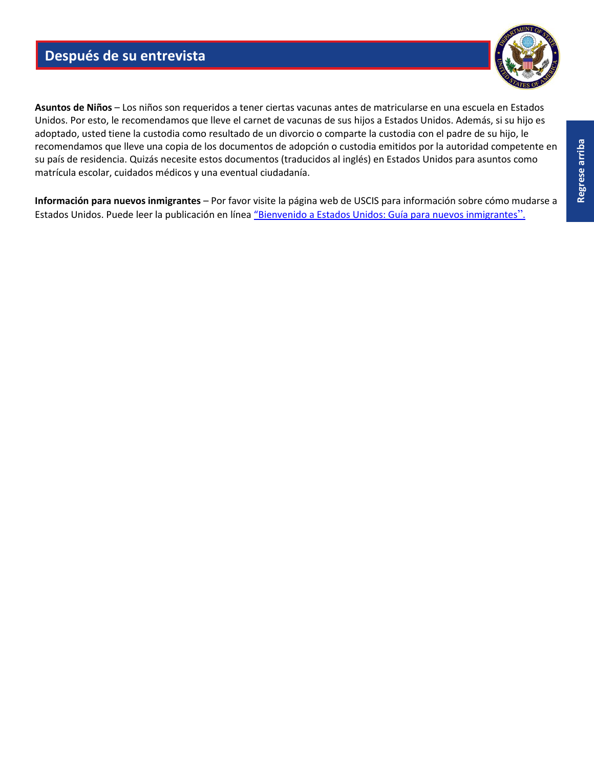# Después de su entrevista

**Asuntos de Niños** – Los niños son requeridos a tener ciertas vacunas antes de matricularse en una escuela en Estados Unidos. Por esto, le recomendamos que lleve el carnet de vacunas de sus hijos a Estados Unidos. Además, si su hijo es adoptado, usted tiene la custodia como resultado de un divorcio o comparte la custodia con el padre de su hijo, le recomendamos que lleve una copia de los documentos de adopción o custodia emitidos por la autoridad competente en su país de residencia. Quizás necesite estos documentos (traducidos al inglés) en Estados Unidos para asuntos como matrícula escolar, cuidados médicos y una eventual ciudadanía.

**Información para nuevos inmigrantes** – Por favor visite la página web de USCIS para información sobre cómo mudarse a Estados Unidos. Puede leer la publicación en línea "Bienvenido a Estados Unidos: Guía para nuevos inmigrantes".

Regrese arriba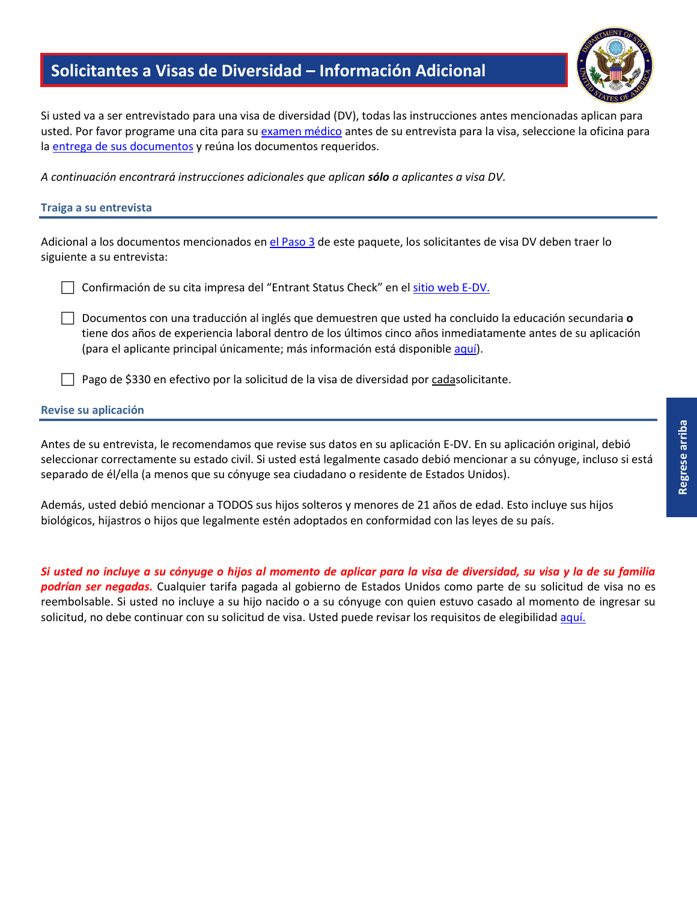# Solicitantes a Visas de Diversidad – Información Adicional

Si usted va a ser entrevistado para una visa de diversidad (DV), todas las instrucciones antes mencionadas aplican para usted. Por favor programe una cita para su examen médico antes de su entrevista para la visa, seleccione la oficina para la entrega de sus documentos y reúna los documentos requeridos.

*A continuación encontrará instrucciones adicionales que aplican **sólo** a aplicantes a visa DV.*

## Traiga a su entrevista

Adicional a los documentos mencionados en el Paso 3 de este paquete, los solicitantes de visa DV deben traer lo siguiente a su entrevista:

- [ ] Confirmación de su cita impresa del "Entrant Status Check" en el sitio web E-DV.
- [ ] Documentos con una traducción al inglés que demuestren que usted ha concluido la educación secundaria **o** tiene dos años de experiencia laboral dentro de los últimos cinco años inmediatamente antes de su aplicación (para el aplicante principal únicamente; más información está disponible aquí).
- [ ] Pago de $330 en efectivo por la solicitud de la visa de diversidad por cadasolicitante.

## Revise su aplicación

Antes de su entrevista, le recomendamos que revise sus datos en su aplicación E-DV. En su aplicación original, debió seleccionar correctamente su estado civil. Si usted está legalmente casado debió mencionar a su cónyuge, incluso si está separado de él/ella (a menos que su cónyuge sea ciudadano o residente de Estados Unidos).

Además, usted debió mencionar a TODOS sus hijos solteros y menores de 21 años de edad. Esto incluye sus hijos biológicos, hijastros o hijos que legalmente estén adoptados en conformidad con las leyes de su país.

***Si usted no incluye a su cónyuge o hijos al momento de aplicar para la visa de diversidad, su visa y la de su familia podrían ser negadas.*** Cualquier tarifa pagada al gobierno de Estados Unidos como parte de su solicitud de visa no es reembolsable. Si usted no incluye a su hijo nacido o a su cónyuge con quien estuvo casado al momento de ingresar su solicitud, no debe continuar con su solicitud de visa. Usted puede revisar los requisitos de elegibilidad aquí.

Regrese arriba